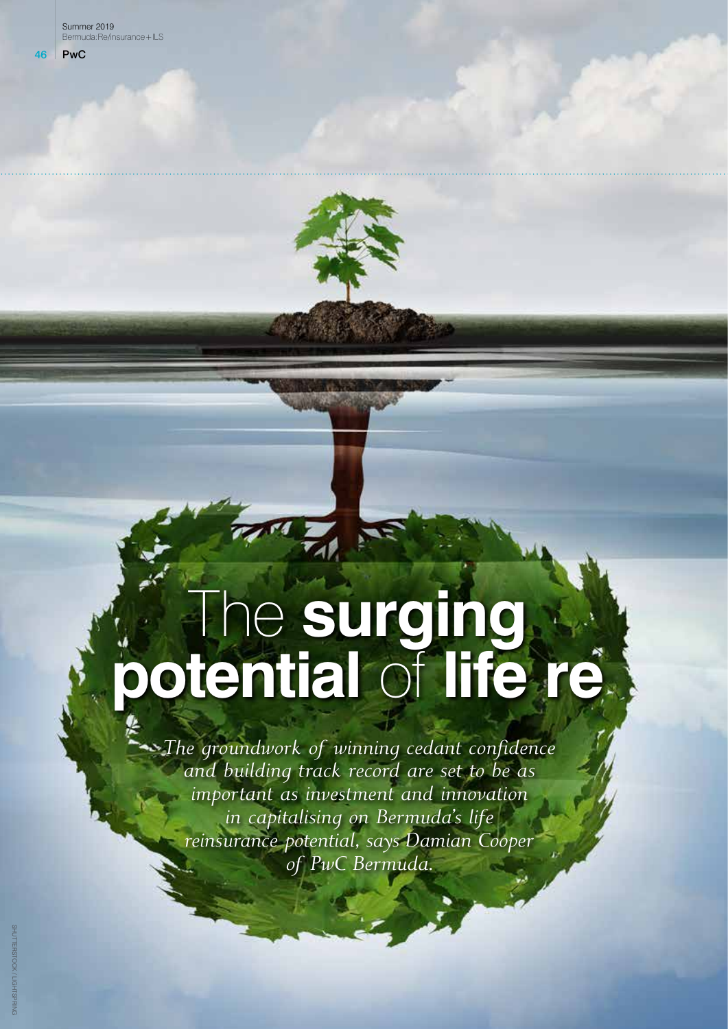# The **surging potential** of **life re**

*The groundwork of winning cedant confidence and building track record are set to be as important as investment and innovation in capitalising on Bermuda's life reinsurance potential, says Damian Cooper of PwC Bermuda.*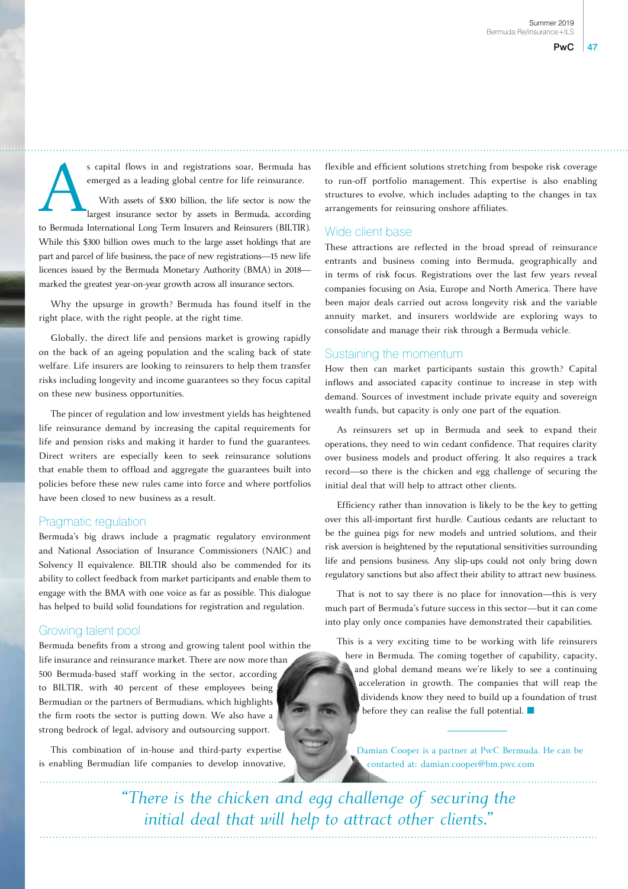As capital flows in and registrations soar, Bermuda has emerged as a leading global centre for life reinsurance.

With assets of $300 billion, the life sector is now the largest insurance sector by assets in Bermuda, according to Bermuda International Long Term Insurers and Reinsurers (BILTIR). While this $300 billion owes much to the large asset holdings that are part and parcel of life business, the pace of new registrations—15 new life licences issued by the Bermuda Monetary Authority (BMA) in 2018—marked the greatest year-on-year growth across all insurance sectors.

Why the upsurge in growth? Bermuda has found itself in the right place, with the right people, at the right time.

Globally, the direct life and pensions market is growing rapidly on the back of an ageing population and the scaling back of state welfare. Life insurers are looking to reinsurers to help them transfer risks including longevity and income guarantees so they focus capital on these new business opportunities.

The pincer of regulation and low investment yields has heightened life reinsurance demand by increasing the capital requirements for life and pension risks and making it harder to fund the guarantees. Direct writers are especially keen to seek reinsurance solutions that enable them to offload and aggregate the guarantees built into policies before these new rules came into force and where portfolios have been closed to new business as a result.

## Pragmatic regulation

Bermuda's big draws include a pragmatic regulatory environment and National Association of Insurance Commissioners (NAIC) and Solvency II equivalence. BILTIR should also be commended for its ability to collect feedback from market participants and enable them to engage with the BMA with one voice as far as possible. This dialogue has helped to build solid foundations for registration and regulation.

## Growing talent pool

Bermuda benefits from a strong and growing talent pool within the life insurance and reinsurance market. There are now more than 500 Bermuda-based staff working in the sector, according to BILTIR, with 40 percent of these employees being Bermudian or the partners of Bermudians, which highlights the firm roots the sector is putting down. We also have a strong bedrock of legal, advisory and outsourcing support.

This combination of in-house and third-party expertise is enabling Bermudian life companies to develop innovative, flexible and efficient solutions stretching from bespoke risk coverage to run-off portfolio management. This expertise is also enabling structures to evolve, which includes adapting to the changes in tax arrangements for reinsuring onshore affiliates.

## Wide client base

These attractions are reflected in the broad spread of reinsurance entrants and business coming into Bermuda, geographically and in terms of risk focus. Registrations over the last few years reveal companies focusing on Asia, Europe and North America. There have been major deals carried out across longevity risk and the variable annuity market, and insurers worldwide are exploring ways to consolidate and manage their risk through a Bermuda vehicle.

## Sustaining the momentum

How then can market participants sustain this growth? Capital inflows and associated capacity continue to increase in step with demand. Sources of investment include private equity and sovereign wealth funds, but capacity is only one part of the equation.

As reinsurers set up in Bermuda and seek to expand their operations, they need to win cedant confidence. That requires clarity over business models and product offering. It also requires a track record—so there is the chicken and egg challenge of securing the initial deal that will help to attract other clients.

Efficiency rather than innovation is likely to be the key to getting over this all-important first hurdle. Cautious cedants are reluctant to be the guinea pigs for new models and untried solutions, and their risk aversion is heightened by the reputational sensitivities surrounding life and pensions business. Any slip-ups could not only bring down regulatory sanctions but also affect their ability to attract new business.

That is not to say there is no place for innovation—this is very much part of Bermuda's future success in this sector—but it can come into play only once companies have demonstrated their capabilities.

This is a very exciting time to be working with life reinsurers here in Bermuda. The coming together of capability, capacity, and global demand means we're likely to see a continuing acceleration in growth. The companies that will reap the dividends know they need to build up a foundation of trust before they can realise the full potential.

Damian Cooper is a partner at PwC Bermuda. He can be contacted at: damian.cooper@bm.pwc.com

*"There is the chicken and egg challenge of securing the initial deal that will help to attract other clients."*